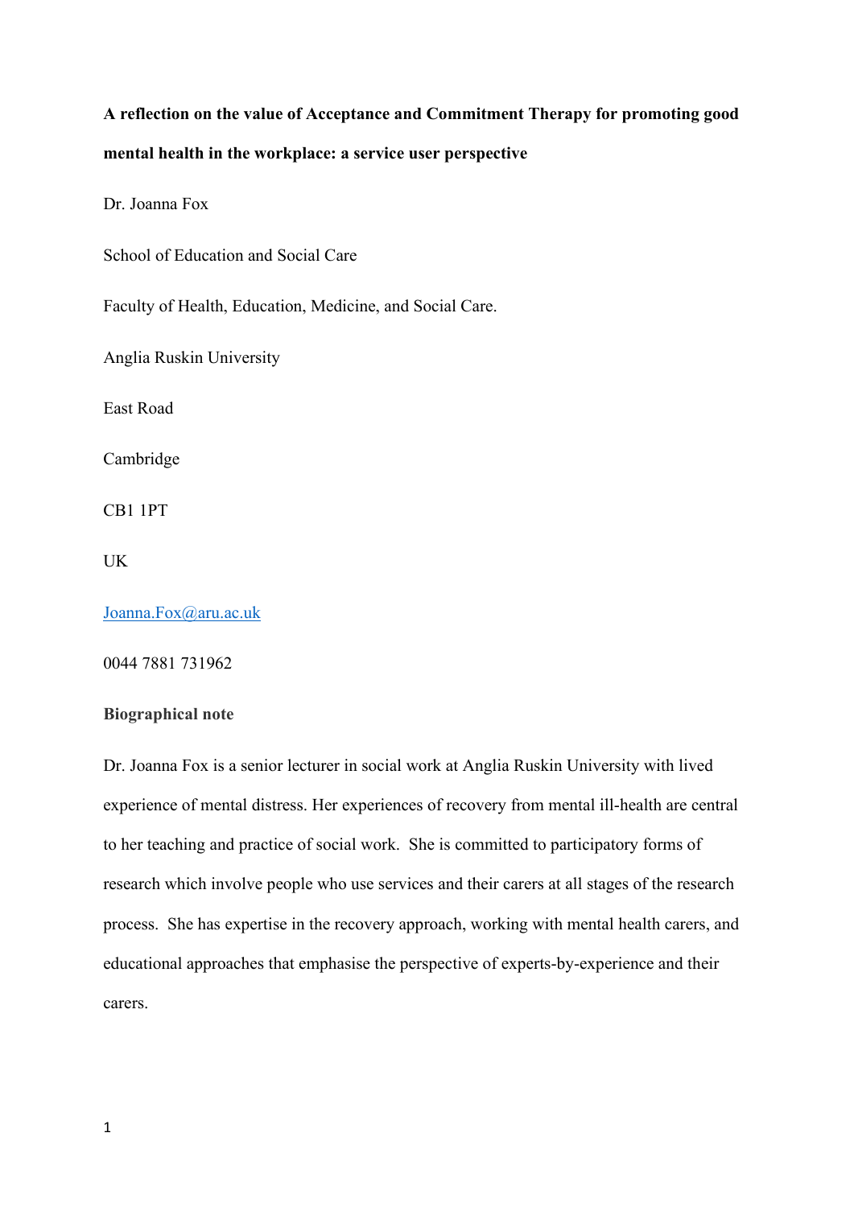# A reflection on the value of Acceptance and Commitment Therapy for promoting good mental health in the workplace: a service user perspective

Dr. Joanna Fox

School of Education and Social Care

Faculty of Health, Education, Medicine, and Social Care.

Anglia Ruskin University

East Road

Cambridge

CB1 1PT

UK

Joanna.Fox@aru.ac.uk

0044 7881 731962

**Biographical note**

Dr. Joanna Fox is a senior lecturer in social work at Anglia Ruskin University with lived experience of mental distress. Her experiences of recovery from mental ill-health are central to her teaching and practice of social work. She is committed to participatory forms of research which involve people who use services and their carers at all stages of the research process. She has expertise in the recovery approach, working with mental health carers, and educational approaches that emphasise the perspective of experts-by-experience and their carers.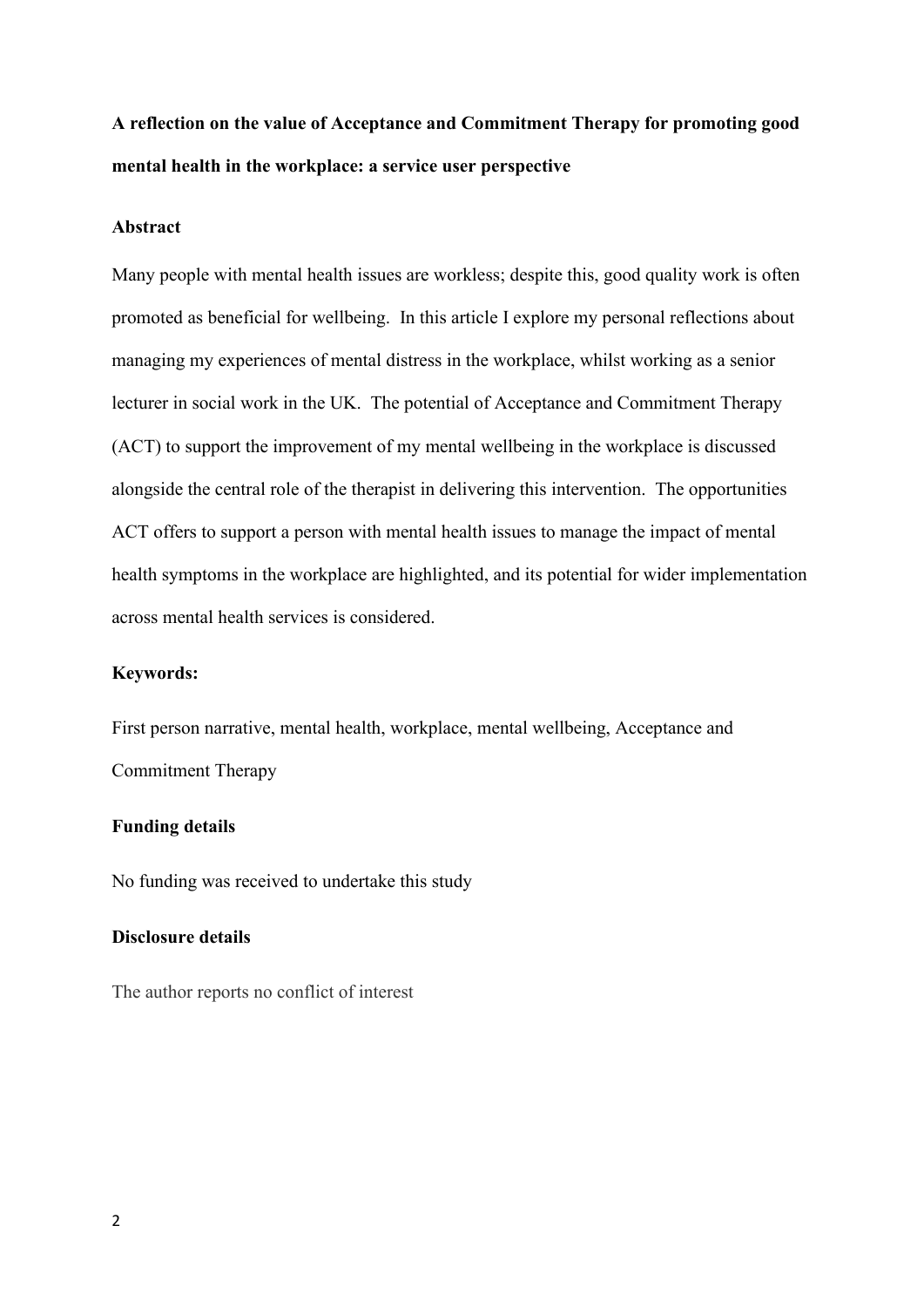**A reflection on the value of Acceptance and Commitment Therapy for promoting good mental health in the workplace: a service user perspective**

**Abstract**

Many people with mental health issues are workless; despite this, good quality work is often promoted as beneficial for wellbeing. In this article I explore my personal reflections about managing my experiences of mental distress in the workplace, whilst working as a senior lecturer in social work in the UK. The potential of Acceptance and Commitment Therapy (ACT) to support the improvement of my mental wellbeing in the workplace is discussed alongside the central role of the therapist in delivering this intervention. The opportunities ACT offers to support a person with mental health issues to manage the impact of mental health symptoms in the workplace are highlighted, and its potential for wider implementation across mental health services is considered.

**Keywords:**

First person narrative, mental health, workplace, mental wellbeing, Acceptance and Commitment Therapy

**Funding details**

No funding was received to undertake this study

**Disclosure details**

The author reports no conflict of interest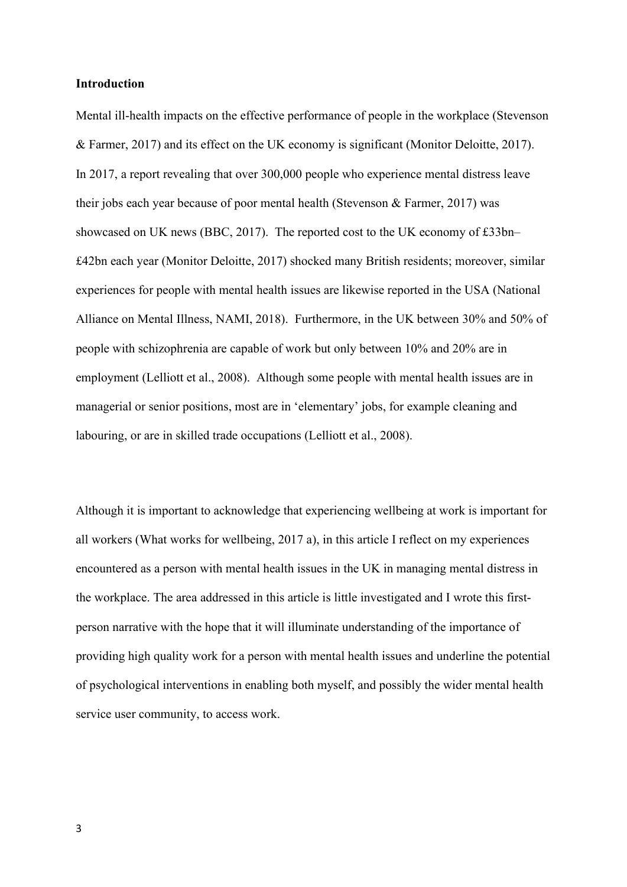**Introduction**

Mental ill-health impacts on the effective performance of people in the workplace (Stevenson & Farmer, 2017) and its effect on the UK economy is significant (Monitor Deloitte, 2017). In 2017, a report revealing that over 300,000 people who experience mental distress leave their jobs each year because of poor mental health (Stevenson & Farmer, 2017) was showcased on UK news (BBC, 2017). The reported cost to the UK economy of £33bn–£42bn each year (Monitor Deloitte, 2017) shocked many British residents; moreover, similar experiences for people with mental health issues are likewise reported in the USA (National Alliance on Mental Illness, NAMI, 2018). Furthermore, in the UK between 30% and 50% of people with schizophrenia are capable of work but only between 10% and 20% are in employment (Lelliott et al., 2008). Although some people with mental health issues are in managerial or senior positions, most are in 'elementary' jobs, for example cleaning and labouring, or are in skilled trade occupations (Lelliott et al., 2008).

Although it is important to acknowledge that experiencing wellbeing at work is important for all workers (What works for wellbeing, 2017 a), in this article I reflect on my experiences encountered as a person with mental health issues in the UK in managing mental distress in the workplace. The area addressed in this article is little investigated and I wrote this first-person narrative with the hope that it will illuminate understanding of the importance of providing high quality work for a person with mental health issues and underline the potential of psychological interventions in enabling both myself, and possibly the wider mental health service user community, to access work.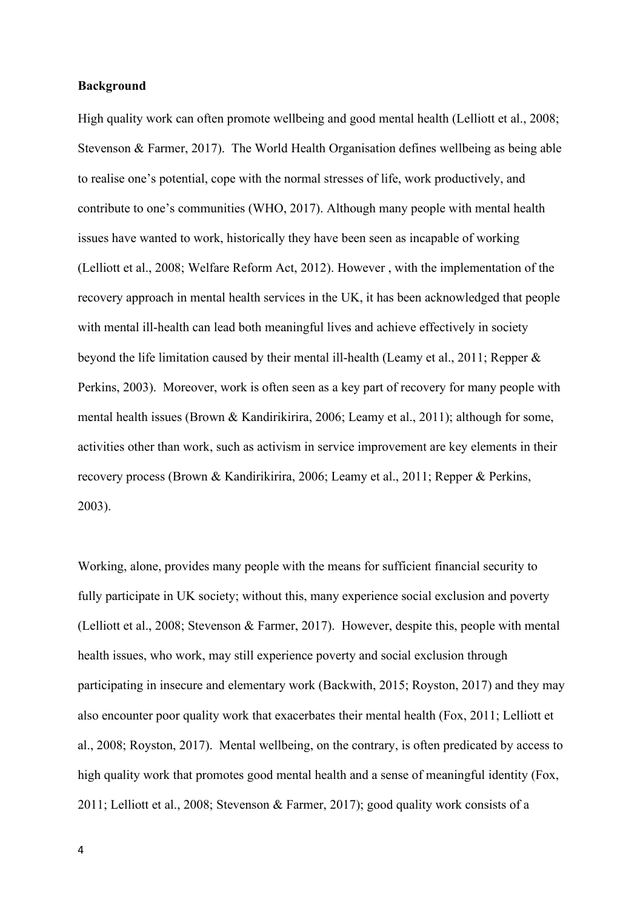**Background**

High quality work can often promote wellbeing and good mental health (Lelliott et al., 2008; Stevenson & Farmer, 2017). The World Health Organisation defines wellbeing as being able to realise one's potential, cope with the normal stresses of life, work productively, and contribute to one's communities (WHO, 2017). Although many people with mental health issues have wanted to work, historically they have been seen as incapable of working (Lelliott et al., 2008; Welfare Reform Act, 2012). However , with the implementation of the recovery approach in mental health services in the UK, it has been acknowledged that people with mental ill-health can lead both meaningful lives and achieve effectively in society beyond the life limitation caused by their mental ill-health (Leamy et al., 2011; Repper & Perkins, 2003). Moreover, work is often seen as a key part of recovery for many people with mental health issues (Brown & Kandirikirira, 2006; Leamy et al., 2011); although for some, activities other than work, such as activism in service improvement are key elements in their recovery process (Brown & Kandirikirira, 2006; Leamy et al., 2011; Repper & Perkins, 2003).

Working, alone, provides many people with the means for sufficient financial security to fully participate in UK society; without this, many experience social exclusion and poverty (Lelliott et al., 2008; Stevenson & Farmer, 2017). However, despite this, people with mental health issues, who work, may still experience poverty and social exclusion through participating in insecure and elementary work (Backwith, 2015; Royston, 2017) and they may also encounter poor quality work that exacerbates their mental health (Fox, 2011; Lelliott et al., 2008; Royston, 2017). Mental wellbeing, on the contrary, is often predicated by access to high quality work that promotes good mental health and a sense of meaningful identity (Fox, 2011; Lelliott et al., 2008; Stevenson & Farmer, 2017); good quality work consists of a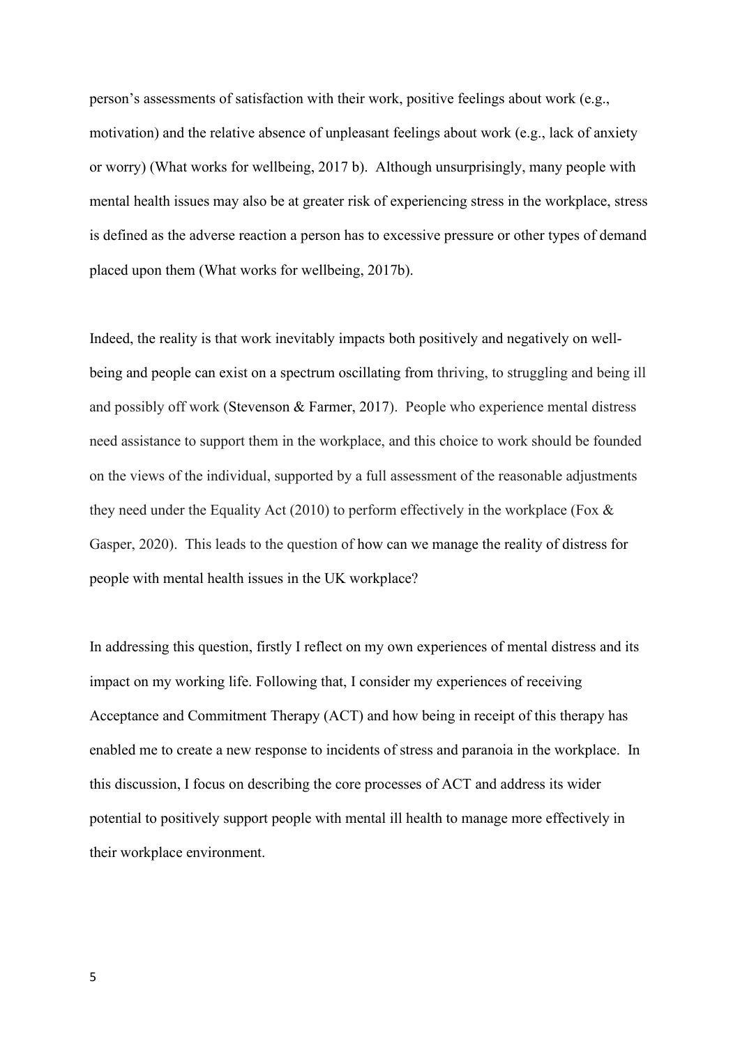person's assessments of satisfaction with their work, positive feelings about work (e.g., motivation) and the relative absence of unpleasant feelings about work (e.g., lack of anxiety or worry) (What works for wellbeing, 2017 b). Although unsurprisingly, many people with mental health issues may also be at greater risk of experiencing stress in the workplace, stress is defined as the adverse reaction a person has to excessive pressure or other types of demand placed upon them (What works for wellbeing, 2017b).

Indeed, the reality is that work inevitably impacts both positively and negatively on well-being and people can exist on a spectrum oscillating from thriving, to struggling and being ill and possibly off work (Stevenson & Farmer, 2017). People who experience mental distress need assistance to support them in the workplace, and this choice to work should be founded on the views of the individual, supported by a full assessment of the reasonable adjustments they need under the Equality Act (2010) to perform effectively in the workplace (Fox & Gasper, 2020). This leads to the question of how can we manage the reality of distress for people with mental health issues in the UK workplace?

In addressing this question, firstly I reflect on my own experiences of mental distress and its impact on my working life. Following that, I consider my experiences of receiving Acceptance and Commitment Therapy (ACT) and how being in receipt of this therapy has enabled me to create a new response to incidents of stress and paranoia in the workplace. In this discussion, I focus on describing the core processes of ACT and address its wider potential to positively support people with mental ill health to manage more effectively in their workplace environment.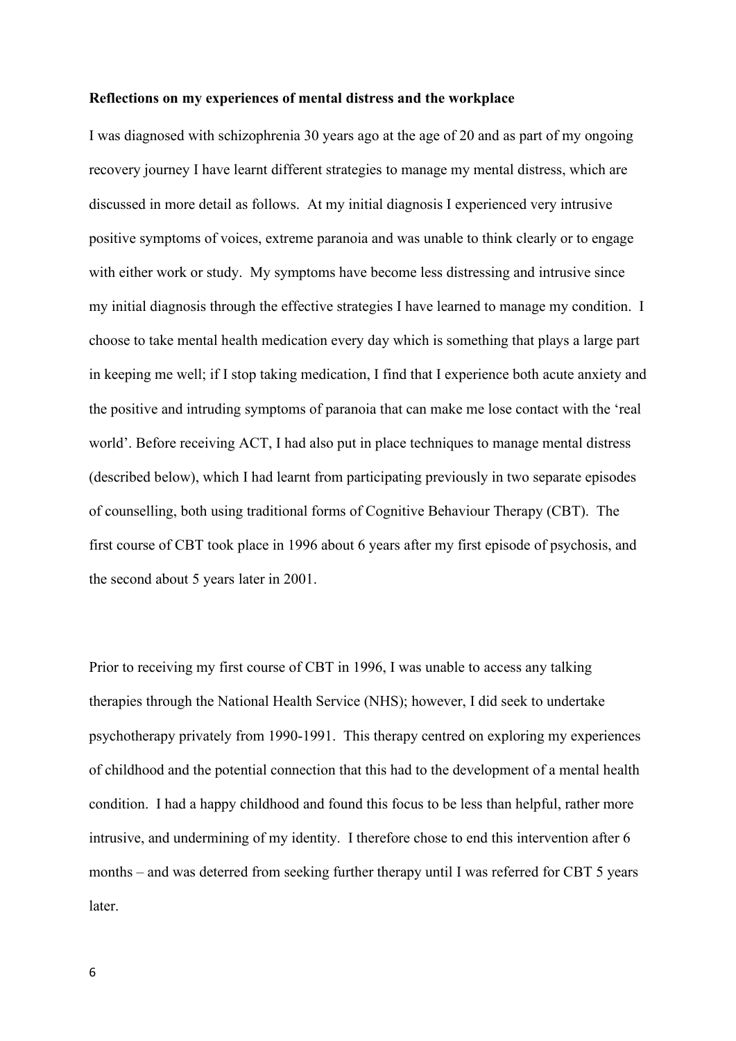**Reflections on my experiences of mental distress and the workplace**

I was diagnosed with schizophrenia 30 years ago at the age of 20 and as part of my ongoing recovery journey I have learnt different strategies to manage my mental distress, which are discussed in more detail as follows. At my initial diagnosis I experienced very intrusive positive symptoms of voices, extreme paranoia and was unable to think clearly or to engage with either work or study. My symptoms have become less distressing and intrusive since my initial diagnosis through the effective strategies I have learned to manage my condition. I choose to take mental health medication every day which is something that plays a large part in keeping me well; if I stop taking medication, I find that I experience both acute anxiety and the positive and intruding symptoms of paranoia that can make me lose contact with the 'real world'. Before receiving ACT, I had also put in place techniques to manage mental distress (described below), which I had learnt from participating previously in two separate episodes of counselling, both using traditional forms of Cognitive Behaviour Therapy (CBT). The first course of CBT took place in 1996 about 6 years after my first episode of psychosis, and the second about 5 years later in 2001.

Prior to receiving my first course of CBT in 1996, I was unable to access any talking therapies through the National Health Service (NHS); however, I did seek to undertake psychotherapy privately from 1990-1991. This therapy centred on exploring my experiences of childhood and the potential connection that this had to the development of a mental health condition. I had a happy childhood and found this focus to be less than helpful, rather more intrusive, and undermining of my identity. I therefore chose to end this intervention after 6 months – and was deterred from seeking further therapy until I was referred for CBT 5 years later.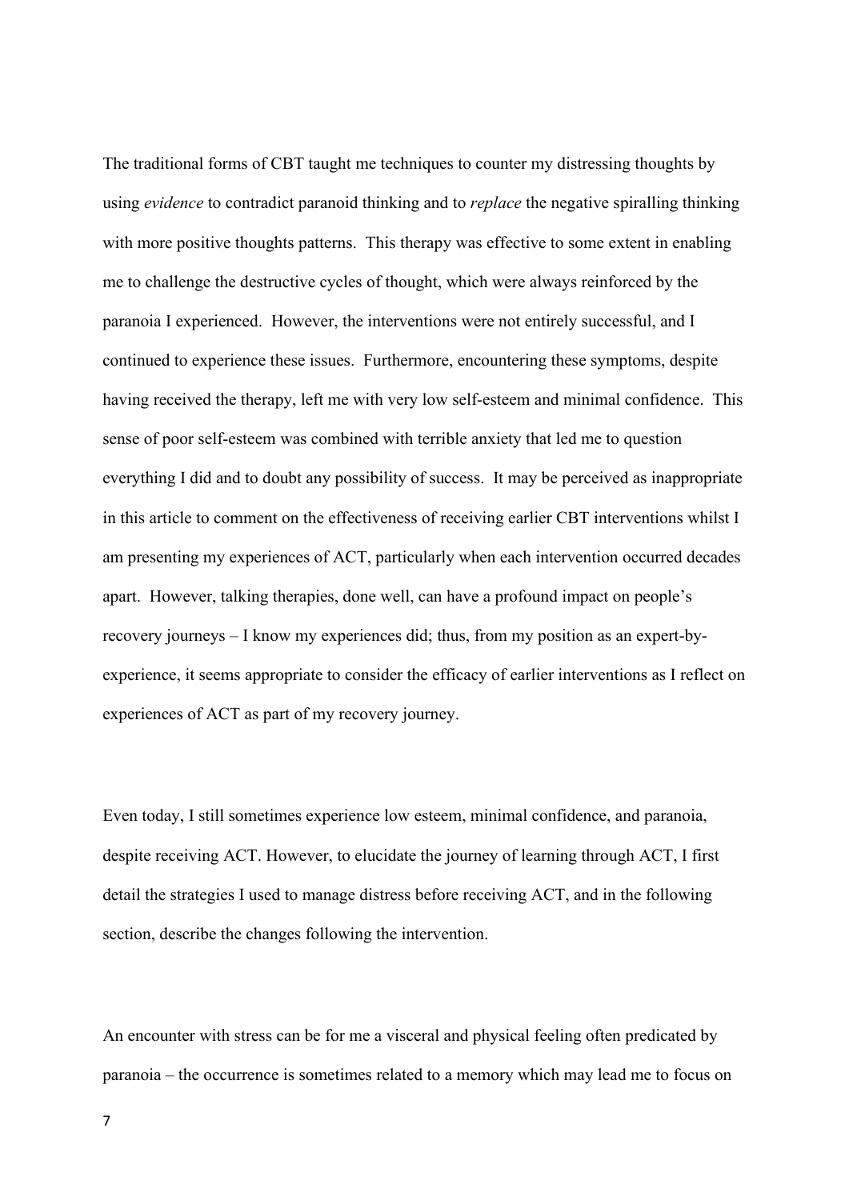The traditional forms of CBT taught me techniques to counter my distressing thoughts by using *evidence* to contradict paranoid thinking and to *replace* the negative spiralling thinking with more positive thoughts patterns. This therapy was effective to some extent in enabling me to challenge the destructive cycles of thought, which were always reinforced by the paranoia I experienced. However, the interventions were not entirely successful, and I continued to experience these issues. Furthermore, encountering these symptoms, despite having received the therapy, left me with very low self-esteem and minimal confidence. This sense of poor self-esteem was combined with terrible anxiety that led me to question everything I did and to doubt any possibility of success. It may be perceived as inappropriate in this article to comment on the effectiveness of receiving earlier CBT interventions whilst I am presenting my experiences of ACT, particularly when each intervention occurred decades apart. However, talking therapies, done well, can have a profound impact on people's recovery journeys – I know my experiences did; thus, from my position as an expert-by-experience, it seems appropriate to consider the efficacy of earlier interventions as I reflect on experiences of ACT as part of my recovery journey.

Even today, I still sometimes experience low esteem, minimal confidence, and paranoia, despite receiving ACT. However, to elucidate the journey of learning through ACT, I first detail the strategies I used to manage distress before receiving ACT, and in the following section, describe the changes following the intervention.

An encounter with stress can be for me a visceral and physical feeling often predicated by paranoia – the occurrence is sometimes related to a memory which may lead me to focus on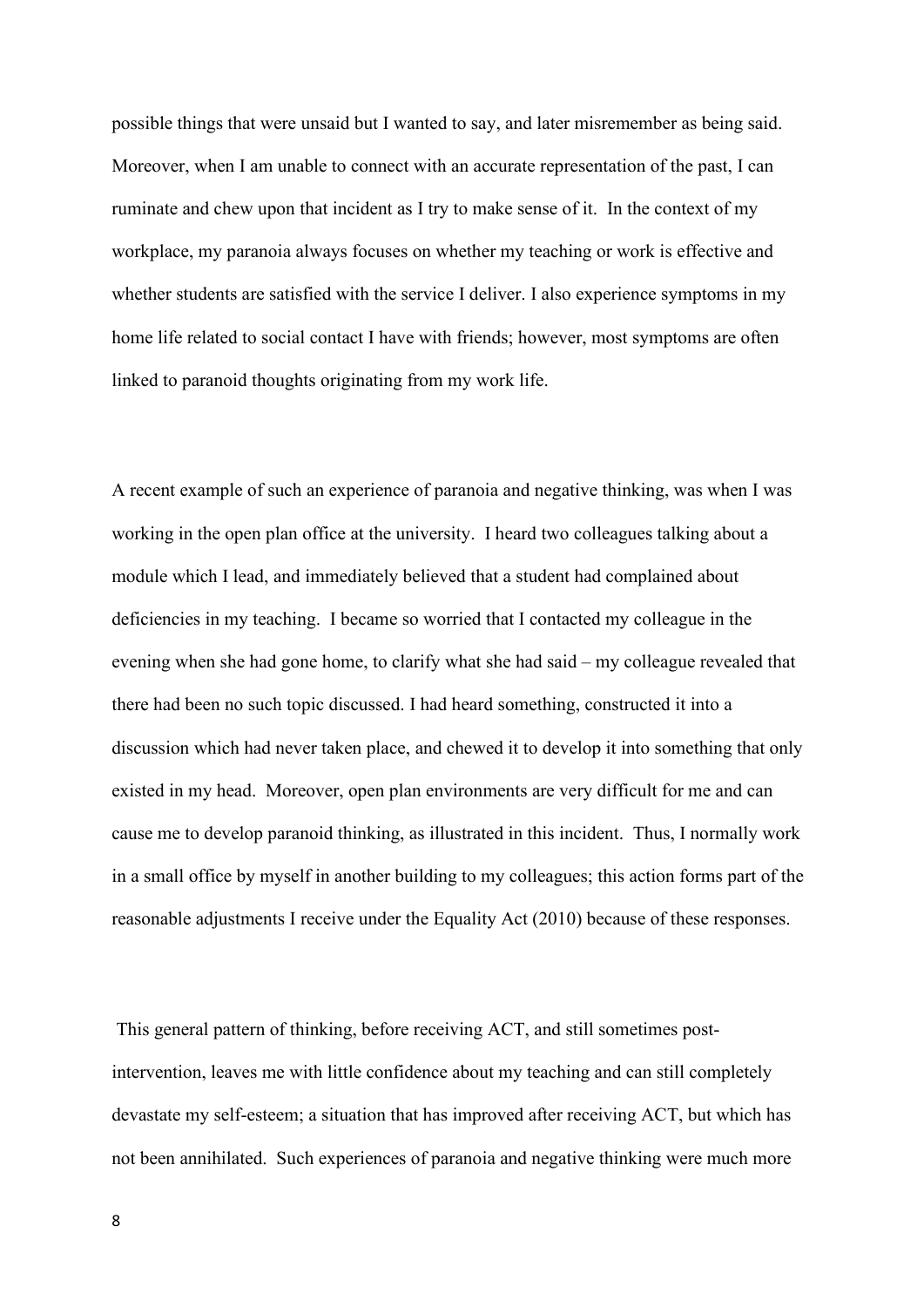possible things that were unsaid but I wanted to say, and later misremember as being said. Moreover, when I am unable to connect with an accurate representation of the past, I can ruminate and chew upon that incident as I try to make sense of it. In the context of my workplace, my paranoia always focuses on whether my teaching or work is effective and whether students are satisfied with the service I deliver. I also experience symptoms in my home life related to social contact I have with friends; however, most symptoms are often linked to paranoid thoughts originating from my work life.

A recent example of such an experience of paranoia and negative thinking, was when I was working in the open plan office at the university. I heard two colleagues talking about a module which I lead, and immediately believed that a student had complained about deficiencies in my teaching. I became so worried that I contacted my colleague in the evening when she had gone home, to clarify what she had said – my colleague revealed that there had been no such topic discussed. I had heard something, constructed it into a discussion which had never taken place, and chewed it to develop it into something that only existed in my head. Moreover, open plan environments are very difficult for me and can cause me to develop paranoid thinking, as illustrated in this incident. Thus, I normally work in a small office by myself in another building to my colleagues; this action forms part of the reasonable adjustments I receive under the Equality Act (2010) because of these responses.

This general pattern of thinking, before receiving ACT, and still sometimes post-intervention, leaves me with little confidence about my teaching and can still completely devastate my self-esteem; a situation that has improved after receiving ACT, but which has not been annihilated. Such experiences of paranoia and negative thinking were much more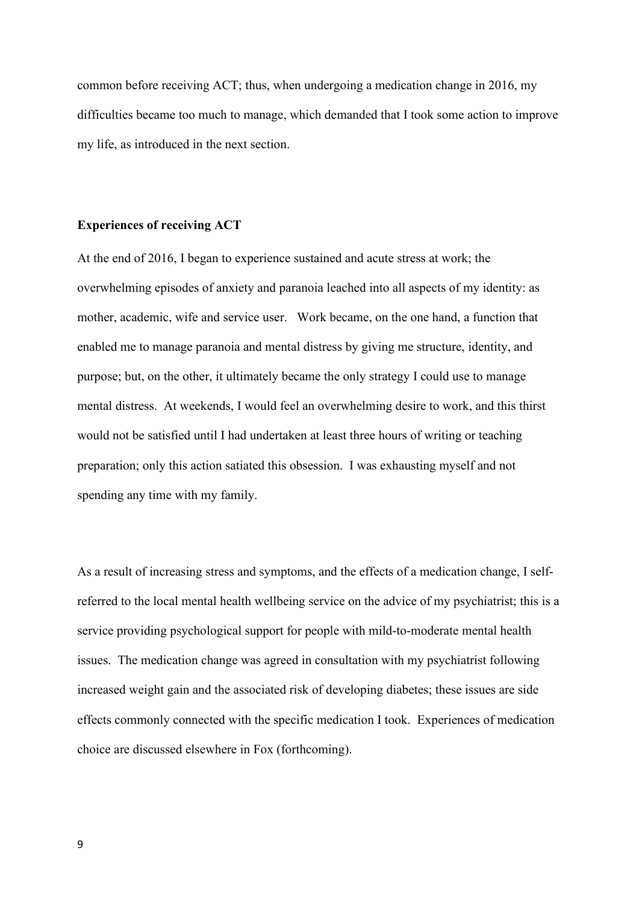common before receiving ACT; thus, when undergoing a medication change in 2016, my difficulties became too much to manage, which demanded that I took some action to improve my life, as introduced in the next section.

**Experiences of receiving ACT**

At the end of 2016, I began to experience sustained and acute stress at work; the overwhelming episodes of anxiety and paranoia leached into all aspects of my identity: as mother, academic, wife and service user. Work became, on the one hand, a function that enabled me to manage paranoia and mental distress by giving me structure, identity, and purpose; but, on the other, it ultimately became the only strategy I could use to manage mental distress. At weekends, I would feel an overwhelming desire to work, and this thirst would not be satisfied until I had undertaken at least three hours of writing or teaching preparation; only this action satiated this obsession. I was exhausting myself and not spending any time with my family.

As a result of increasing stress and symptoms, and the effects of a medication change, I self-referred to the local mental health wellbeing service on the advice of my psychiatrist; this is a service providing psychological support for people with mild-to-moderate mental health issues. The medication change was agreed in consultation with my psychiatrist following increased weight gain and the associated risk of developing diabetes; these issues are side effects commonly connected with the specific medication I took. Experiences of medication choice are discussed elsewhere in Fox (forthcoming).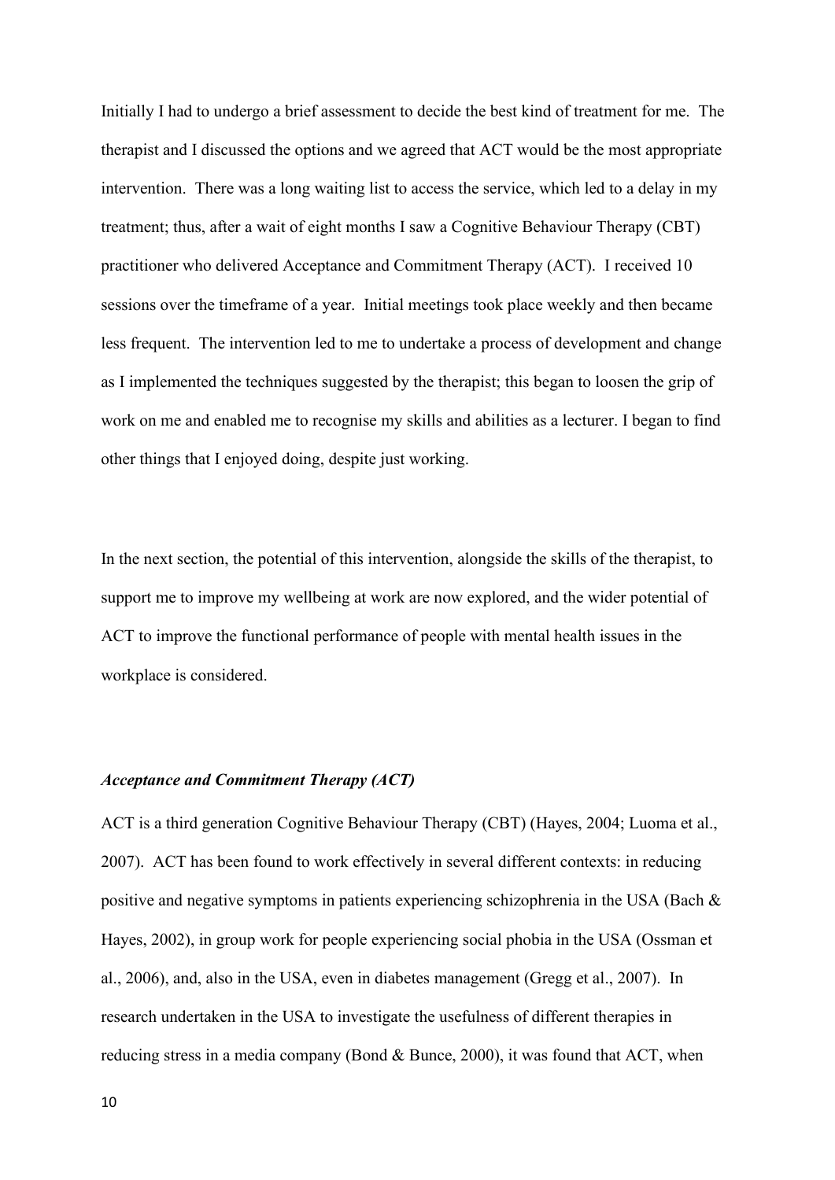Initially I had to undergo a brief assessment to decide the best kind of treatment for me. The therapist and I discussed the options and we agreed that ACT would be the most appropriate intervention. There was a long waiting list to access the service, which led to a delay in my treatment; thus, after a wait of eight months I saw a Cognitive Behaviour Therapy (CBT) practitioner who delivered Acceptance and Commitment Therapy (ACT). I received 10 sessions over the timeframe of a year. Initial meetings took place weekly and then became less frequent. The intervention led to me to undertake a process of development and change as I implemented the techniques suggested by the therapist; this began to loosen the grip of work on me and enabled me to recognise my skills and abilities as a lecturer. I began to find other things that I enjoyed doing, despite just working.

In the next section, the potential of this intervention, alongside the skills of the therapist, to support me to improve my wellbeing at work are now explored, and the wider potential of ACT to improve the functional performance of people with mental health issues in the workplace is considered.

***Acceptance and Commitment Therapy (ACT)***

ACT is a third generation Cognitive Behaviour Therapy (CBT) (Hayes, 2004; Luoma et al., 2007). ACT has been found to work effectively in several different contexts: in reducing positive and negative symptoms in patients experiencing schizophrenia in the USA (Bach & Hayes, 2002), in group work for people experiencing social phobia in the USA (Ossman et al., 2006), and, also in the USA, even in diabetes management (Gregg et al., 2007). In research undertaken in the USA to investigate the usefulness of different therapies in reducing stress in a media company (Bond & Bunce, 2000), it was found that ACT, when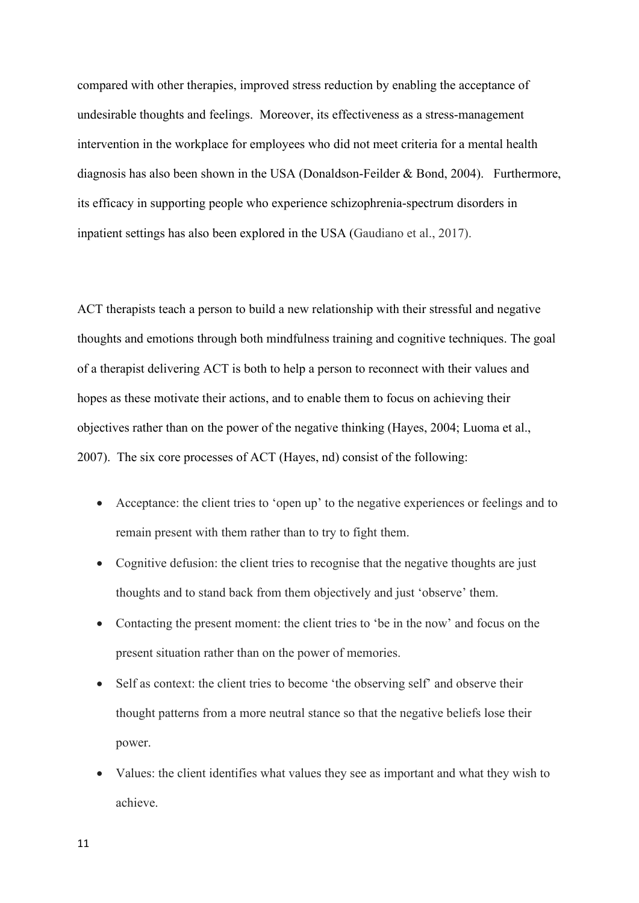compared with other therapies, improved stress reduction by enabling the acceptance of undesirable thoughts and feelings. Moreover, its effectiveness as a stress-management intervention in the workplace for employees who did not meet criteria for a mental health diagnosis has also been shown in the USA (Donaldson-Feilder & Bond, 2004). Furthermore, its efficacy in supporting people who experience schizophrenia-spectrum disorders in inpatient settings has also been explored in the USA (Gaudiano et al., 2017).

ACT therapists teach a person to build a new relationship with their stressful and negative thoughts and emotions through both mindfulness training and cognitive techniques. The goal of a therapist delivering ACT is both to help a person to reconnect with their values and hopes as these motivate their actions, and to enable them to focus on achieving their objectives rather than on the power of the negative thinking (Hayes, 2004; Luoma et al., 2007). The six core processes of ACT (Hayes, nd) consist of the following:

- Acceptance: the client tries to 'open up' to the negative experiences or feelings and to remain present with them rather than to try to fight them.
- Cognitive defusion: the client tries to recognise that the negative thoughts are just thoughts and to stand back from them objectively and just 'observe' them.
- Contacting the present moment: the client tries to 'be in the now' and focus on the present situation rather than on the power of memories.
- Self as context: the client tries to become 'the observing self' and observe their thought patterns from a more neutral stance so that the negative beliefs lose their power.
- Values: the client identifies what values they see as important and what they wish to achieve.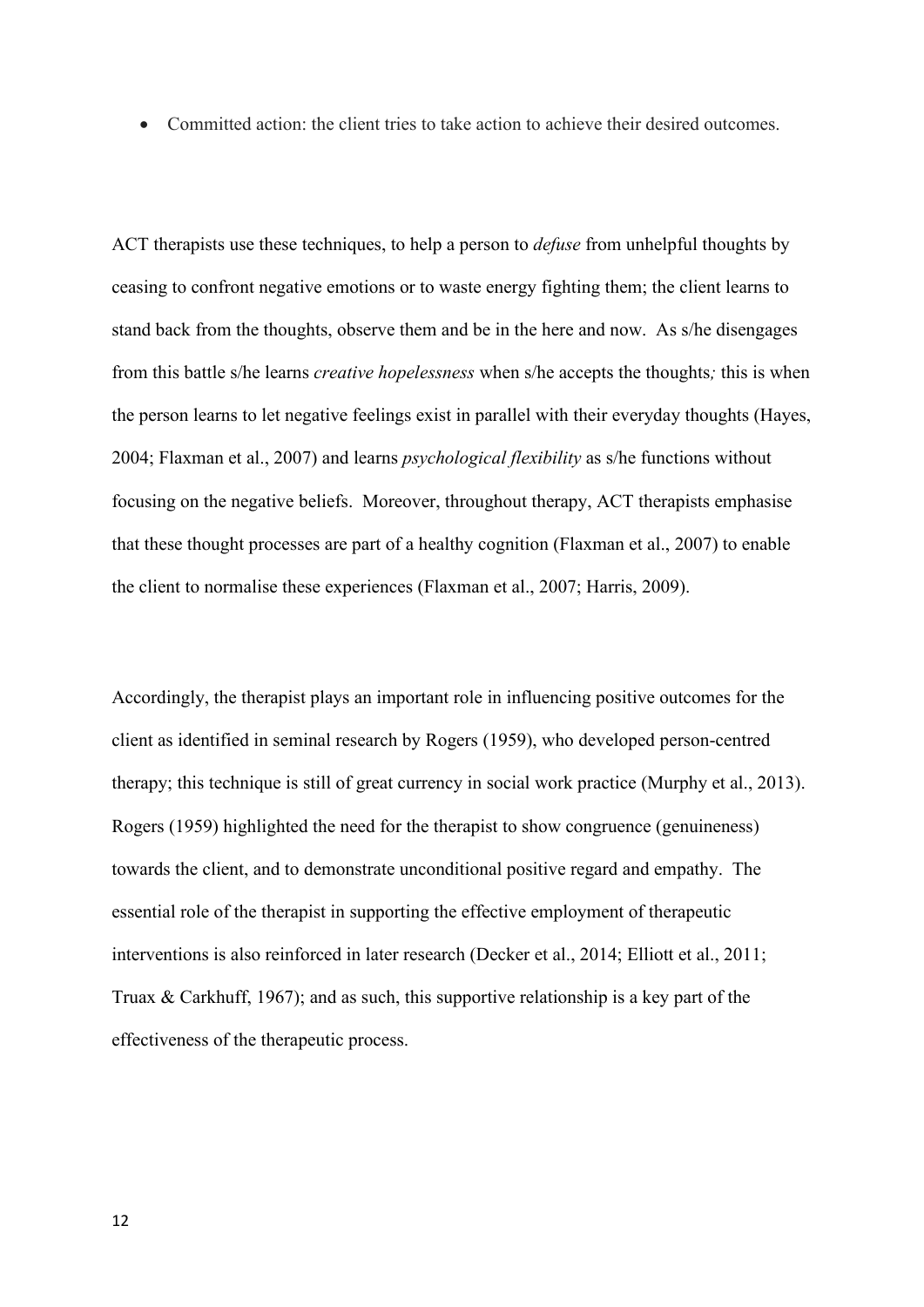- Committed action: the client tries to take action to achieve their desired outcomes.

ACT therapists use these techniques, to help a person to *defuse* from unhelpful thoughts by ceasing to confront negative emotions or to waste energy fighting them; the client learns to stand back from the thoughts, observe them and be in the here and now. As s/he disengages from this battle s/he learns *creative hopelessness* when s/he accepts the thoughts*;* this is when the person learns to let negative feelings exist in parallel with their everyday thoughts (Hayes, 2004; Flaxman et al., 2007) and learns *psychological flexibility* as s/he functions without focusing on the negative beliefs. Moreover, throughout therapy, ACT therapists emphasise that these thought processes are part of a healthy cognition (Flaxman et al., 2007) to enable the client to normalise these experiences (Flaxman et al., 2007; Harris, 2009).

Accordingly, the therapist plays an important role in influencing positive outcomes for the client as identified in seminal research by Rogers (1959), who developed person-centred therapy; this technique is still of great currency in social work practice (Murphy et al., 2013). Rogers (1959) highlighted the need for the therapist to show congruence (genuineness) towards the client, and to demonstrate unconditional positive regard and empathy. The essential role of the therapist in supporting the effective employment of therapeutic interventions is also reinforced in later research (Decker et al., 2014; Elliott et al., 2011; Truax & Carkhuff, 1967); and as such, this supportive relationship is a key part of the effectiveness of the therapeutic process.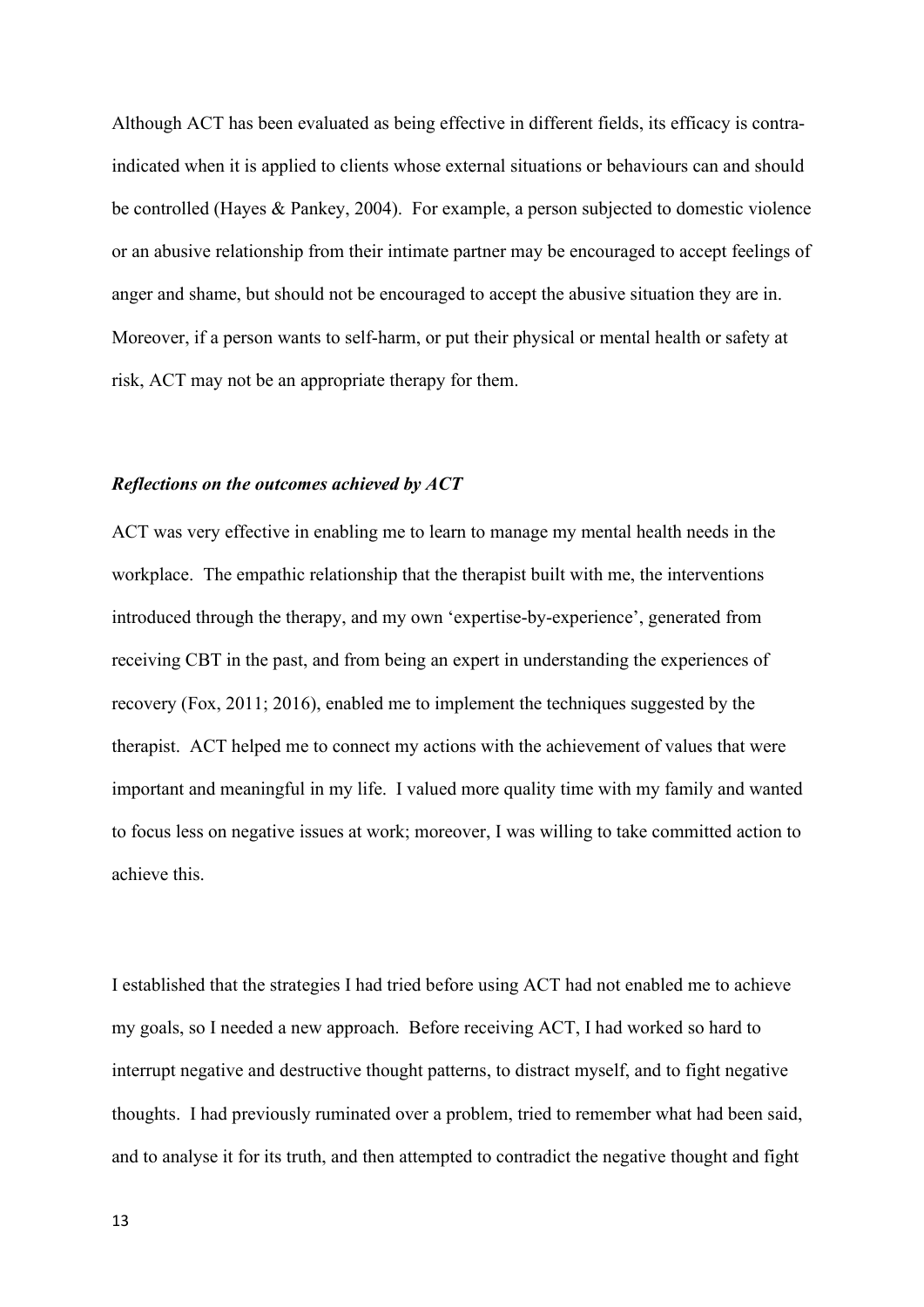Although ACT has been evaluated as being effective in different fields, its efficacy is contra-indicated when it is applied to clients whose external situations or behaviours can and should be controlled (Hayes & Pankey, 2004). For example, a person subjected to domestic violence or an abusive relationship from their intimate partner may be encouraged to accept feelings of anger and shame, but should not be encouraged to accept the abusive situation they are in. Moreover, if a person wants to self-harm, or put their physical or mental health or safety at risk, ACT may not be an appropriate therapy for them.

### ***Reflections on the outcomes achieved by ACT***

ACT was very effective in enabling me to learn to manage my mental health needs in the workplace. The empathic relationship that the therapist built with me, the interventions introduced through the therapy, and my own 'expertise-by-experience', generated from receiving CBT in the past, and from being an expert in understanding the experiences of recovery (Fox, 2011; 2016), enabled me to implement the techniques suggested by the therapist. ACT helped me to connect my actions with the achievement of values that were important and meaningful in my life. I valued more quality time with my family and wanted to focus less on negative issues at work; moreover, I was willing to take committed action to achieve this.

I established that the strategies I had tried before using ACT had not enabled me to achieve my goals, so I needed a new approach. Before receiving ACT, I had worked so hard to interrupt negative and destructive thought patterns, to distract myself, and to fight negative thoughts. I had previously ruminated over a problem, tried to remember what had been said, and to analyse it for its truth, and then attempted to contradict the negative thought and fight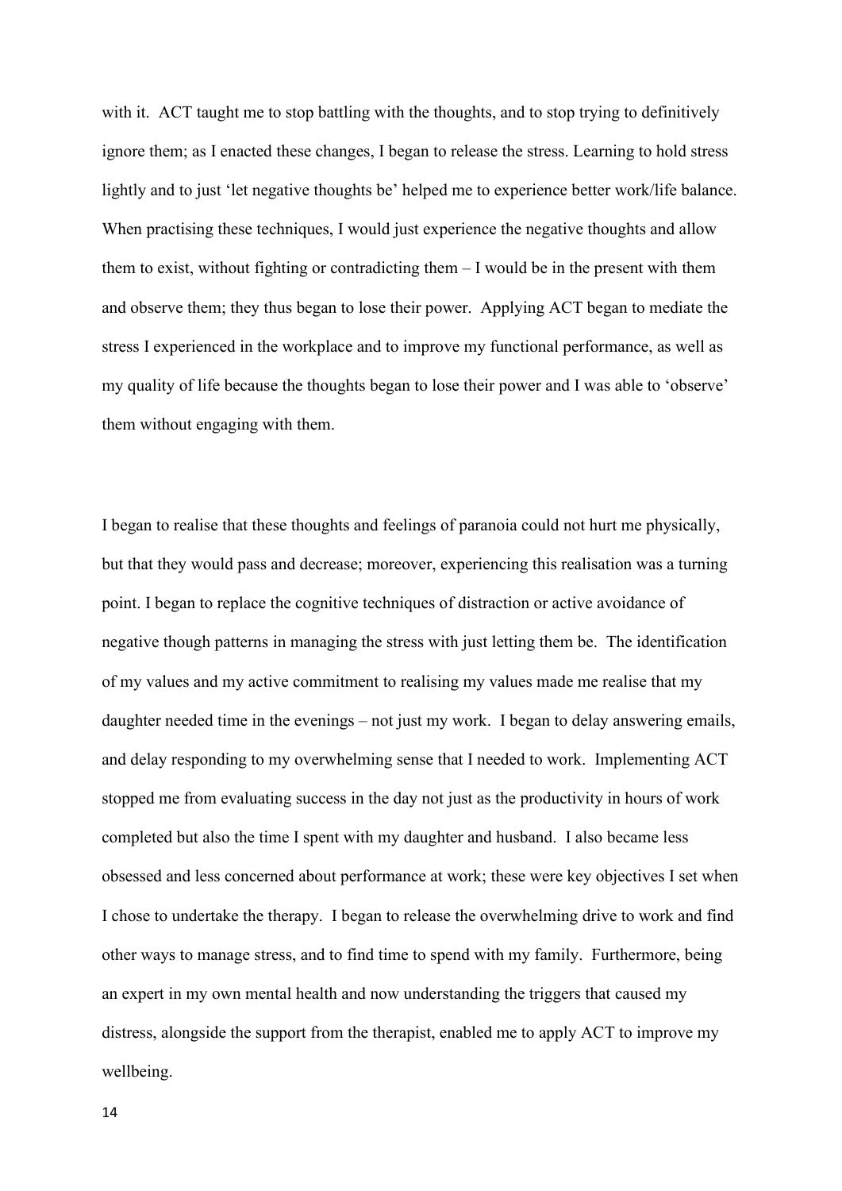with it. ACT taught me to stop battling with the thoughts, and to stop trying to definitively ignore them; as I enacted these changes, I began to release the stress. Learning to hold stress lightly and to just 'let negative thoughts be' helped me to experience better work/life balance. When practising these techniques, I would just experience the negative thoughts and allow them to exist, without fighting or contradicting them – I would be in the present with them and observe them; they thus began to lose their power. Applying ACT began to mediate the stress I experienced in the workplace and to improve my functional performance, as well as my quality of life because the thoughts began to lose their power and I was able to 'observe' them without engaging with them.

I began to realise that these thoughts and feelings of paranoia could not hurt me physically, but that they would pass and decrease; moreover, experiencing this realisation was a turning point. I began to replace the cognitive techniques of distraction or active avoidance of negative though patterns in managing the stress with just letting them be. The identification of my values and my active commitment to realising my values made me realise that my daughter needed time in the evenings – not just my work. I began to delay answering emails, and delay responding to my overwhelming sense that I needed to work. Implementing ACT stopped me from evaluating success in the day not just as the productivity in hours of work completed but also the time I spent with my daughter and husband. I also became less obsessed and less concerned about performance at work; these were key objectives I set when I chose to undertake the therapy. I began to release the overwhelming drive to work and find other ways to manage stress, and to find time to spend with my family. Furthermore, being an expert in my own mental health and now understanding the triggers that caused my distress, alongside the support from the therapist, enabled me to apply ACT to improve my wellbeing.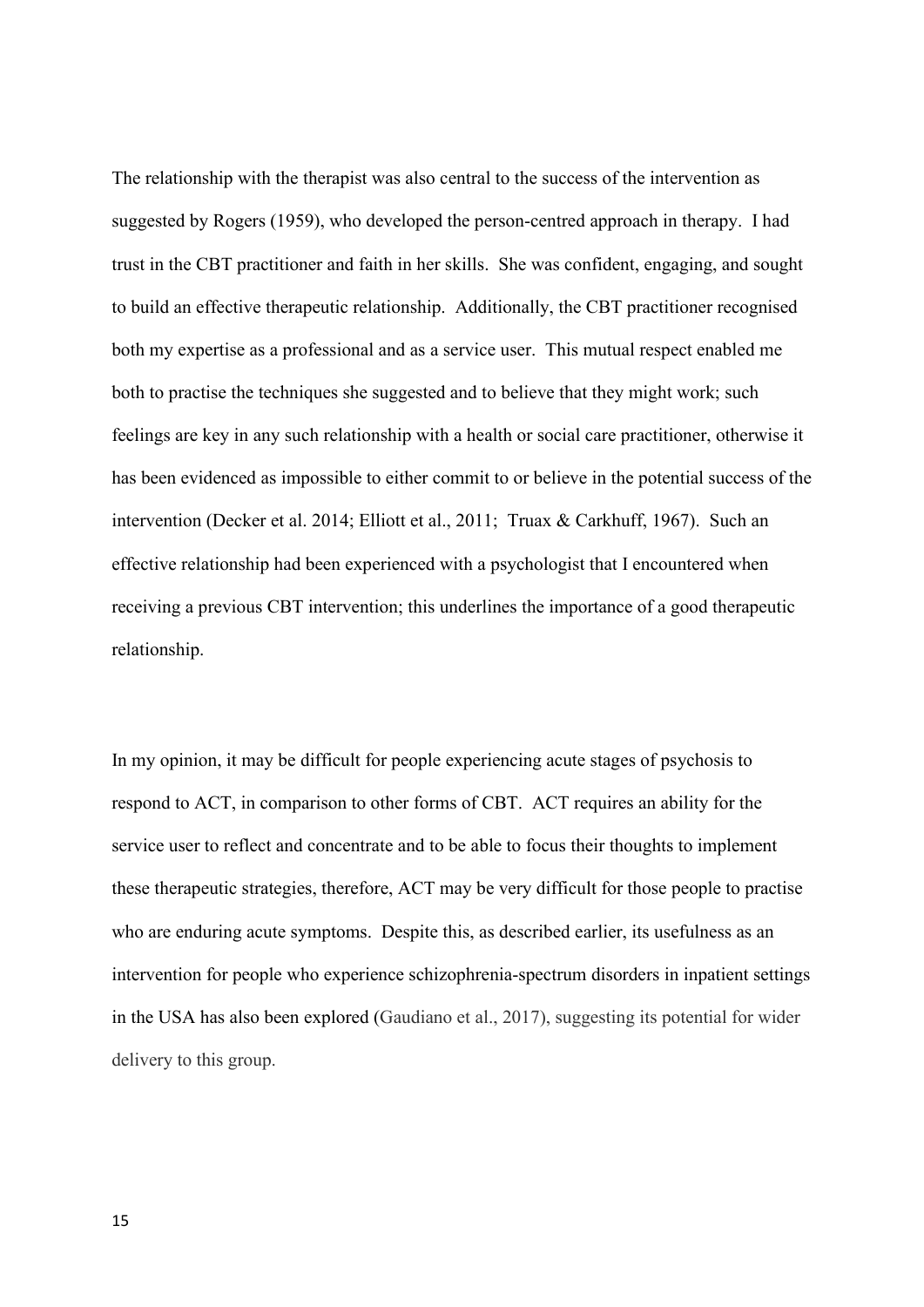The relationship with the therapist was also central to the success of the intervention as suggested by Rogers (1959), who developed the person-centred approach in therapy. I had trust in the CBT practitioner and faith in her skills. She was confident, engaging, and sought to build an effective therapeutic relationship. Additionally, the CBT practitioner recognised both my expertise as a professional and as a service user. This mutual respect enabled me both to practise the techniques she suggested and to believe that they might work; such feelings are key in any such relationship with a health or social care practitioner, otherwise it has been evidenced as impossible to either commit to or believe in the potential success of the intervention (Decker et al. 2014; Elliott et al., 2011; Truax & Carkhuff, 1967). Such an effective relationship had been experienced with a psychologist that I encountered when receiving a previous CBT intervention; this underlines the importance of a good therapeutic relationship.

In my opinion, it may be difficult for people experiencing acute stages of psychosis to respond to ACT, in comparison to other forms of CBT. ACT requires an ability for the service user to reflect and concentrate and to be able to focus their thoughts to implement these therapeutic strategies, therefore, ACT may be very difficult for those people to practise who are enduring acute symptoms. Despite this, as described earlier, its usefulness as an intervention for people who experience schizophrenia-spectrum disorders in inpatient settings in the USA has also been explored (Gaudiano et al., 2017), suggesting its potential for wider delivery to this group.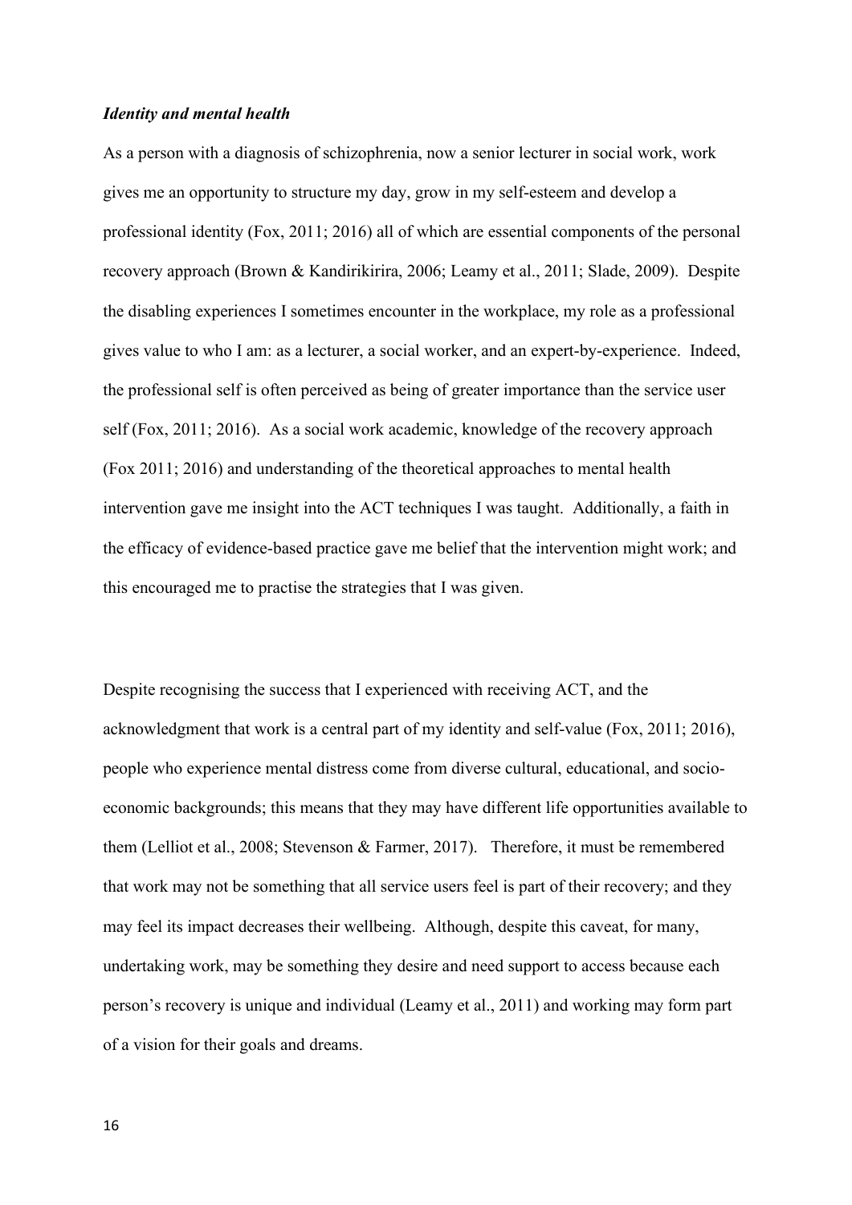***Identity and mental health***

As a person with a diagnosis of schizophrenia, now a senior lecturer in social work, work gives me an opportunity to structure my day, grow in my self-esteem and develop a professional identity (Fox, 2011; 2016) all of which are essential components of the personal recovery approach (Brown & Kandirikirira, 2006; Leamy et al., 2011; Slade, 2009). Despite the disabling experiences I sometimes encounter in the workplace, my role as a professional gives value to who I am: as a lecturer, a social worker, and an expert-by-experience. Indeed, the professional self is often perceived as being of greater importance than the service user self (Fox, 2011; 2016). As a social work academic, knowledge of the recovery approach (Fox 2011; 2016) and understanding of the theoretical approaches to mental health intervention gave me insight into the ACT techniques I was taught. Additionally, a faith in the efficacy of evidence-based practice gave me belief that the intervention might work; and this encouraged me to practise the strategies that I was given.

Despite recognising the success that I experienced with receiving ACT, and the acknowledgment that work is a central part of my identity and self-value (Fox, 2011; 2016), people who experience mental distress come from diverse cultural, educational, and socio-economic backgrounds; this means that they may have different life opportunities available to them (Lelliot et al., 2008; Stevenson & Farmer, 2017). Therefore, it must be remembered that work may not be something that all service users feel is part of their recovery; and they may feel its impact decreases their wellbeing. Although, despite this caveat, for many, undertaking work, may be something they desire and need support to access because each person's recovery is unique and individual (Leamy et al., 2011) and working may form part of a vision for their goals and dreams.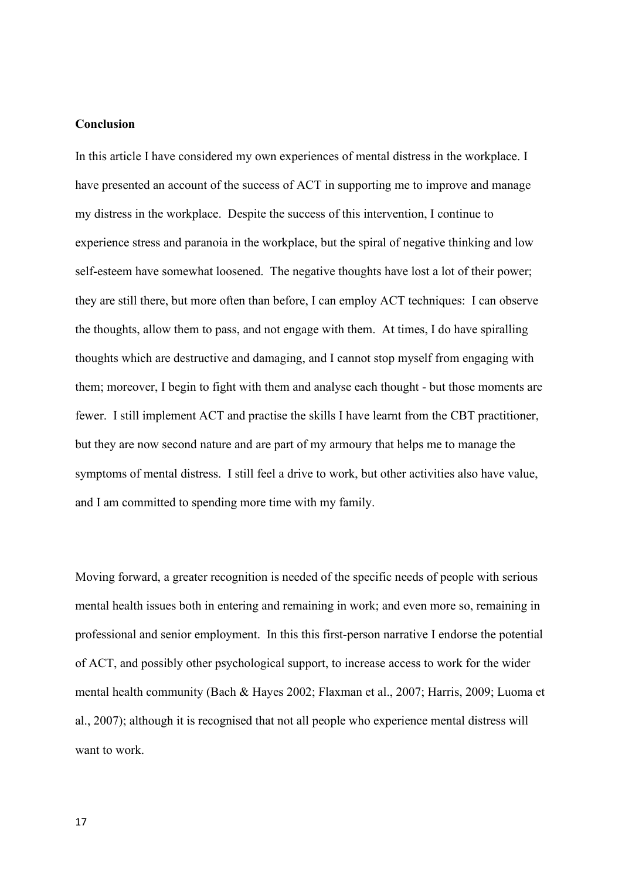**Conclusion**

In this article I have considered my own experiences of mental distress in the workplace. I have presented an account of the success of ACT in supporting me to improve and manage my distress in the workplace. Despite the success of this intervention, I continue to experience stress and paranoia in the workplace, but the spiral of negative thinking and low self-esteem have somewhat loosened. The negative thoughts have lost a lot of their power; they are still there, but more often than before, I can employ ACT techniques: I can observe the thoughts, allow them to pass, and not engage with them. At times, I do have spiralling thoughts which are destructive and damaging, and I cannot stop myself from engaging with them; moreover, I begin to fight with them and analyse each thought - but those moments are fewer. I still implement ACT and practise the skills I have learnt from the CBT practitioner, but they are now second nature and are part of my armoury that helps me to manage the symptoms of mental distress. I still feel a drive to work, but other activities also have value, and I am committed to spending more time with my family.

Moving forward, a greater recognition is needed of the specific needs of people with serious mental health issues both in entering and remaining in work; and even more so, remaining in professional and senior employment. In this this first-person narrative I endorse the potential of ACT, and possibly other psychological support, to increase access to work for the wider mental health community (Bach & Hayes 2002; Flaxman et al., 2007; Harris, 2009; Luoma et al., 2007); although it is recognised that not all people who experience mental distress will want to work.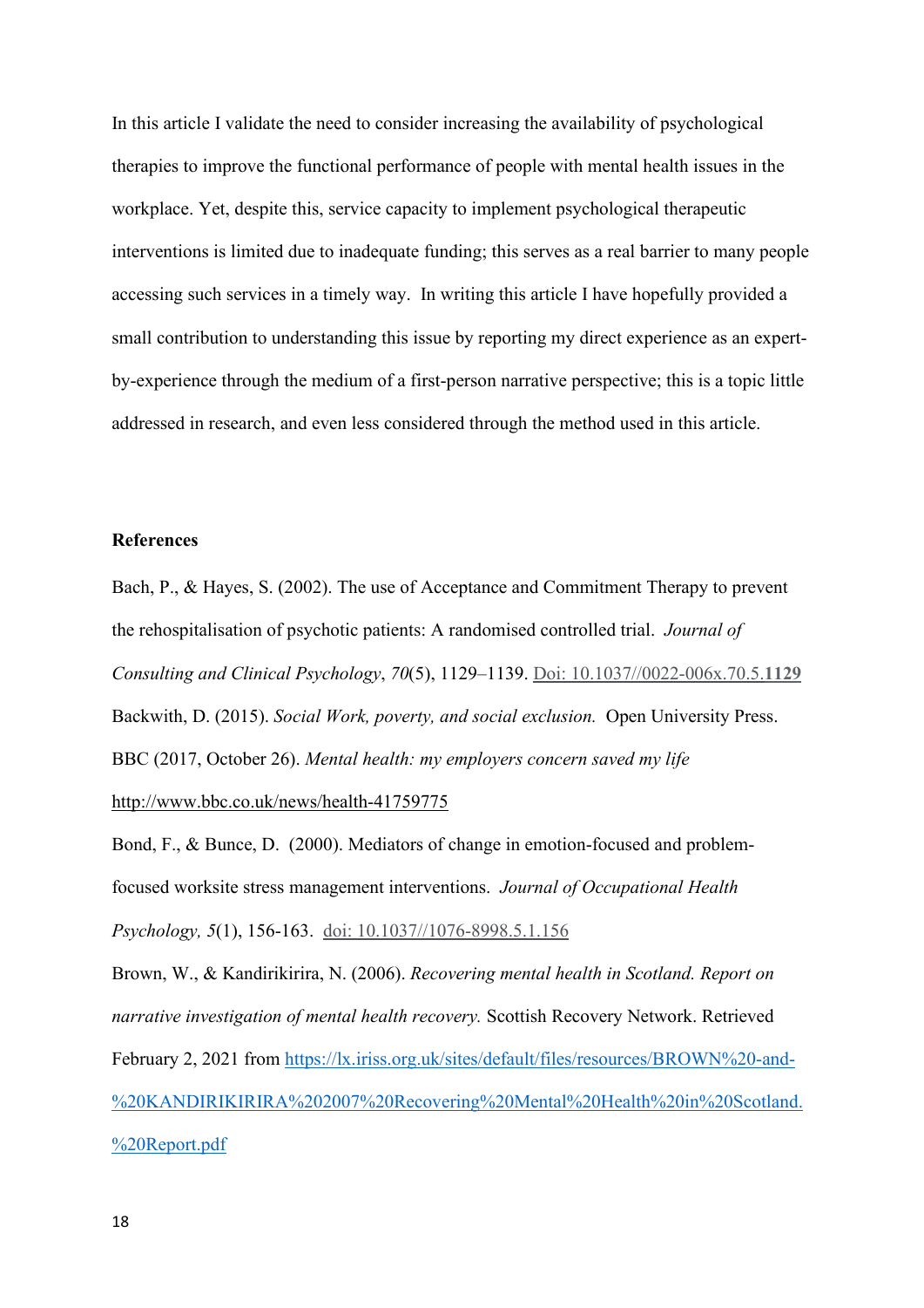In this article I validate the need to consider increasing the availability of psychological therapies to improve the functional performance of people with mental health issues in the workplace. Yet, despite this, service capacity to implement psychological therapeutic interventions is limited due to inadequate funding; this serves as a real barrier to many people accessing such services in a timely way. In writing this article I have hopefully provided a small contribution to understanding this issue by reporting my direct experience as an expert-by-experience through the medium of a first-person narrative perspective; this is a topic little addressed in research, and even less considered through the method used in this article.

**References**

Bach, P., & Hayes, S. (2002). The use of Acceptance and Commitment Therapy to prevent the rehospitalisation of psychotic patients: A randomised controlled trial. *Journal of Consulting and Clinical Psychology*, *70*(5), 1129–1139. Doi: 10.1037//0022-006x.70.5.**1129**

Backwith, D. (2015). *Social Work, poverty, and social exclusion.* Open University Press.

BBC (2017, October 26). *Mental health: my employers concern saved my life* http://www.bbc.co.uk/news/health-41759775

Bond, F., & Bunce, D. (2000). Mediators of change in emotion-focused and problem-focused worksite stress management interventions. *Journal of Occupational Health Psychology, 5*(1), 156-163. doi: 10.1037//1076-8998.5.1.156

Brown, W., & Kandirikirira, N. (2006). *Recovering mental health in Scotland. Report on narrative investigation of mental health recovery.* Scottish Recovery Network. Retrieved February 2, 2021 from https://lx.iriss.org.uk/sites/default/files/resources/BROWN%20-and-%20KANDIRIKIRIRA%202007%20Recovering%20Mental%20Health%20in%20Scotland.%20Report.pdf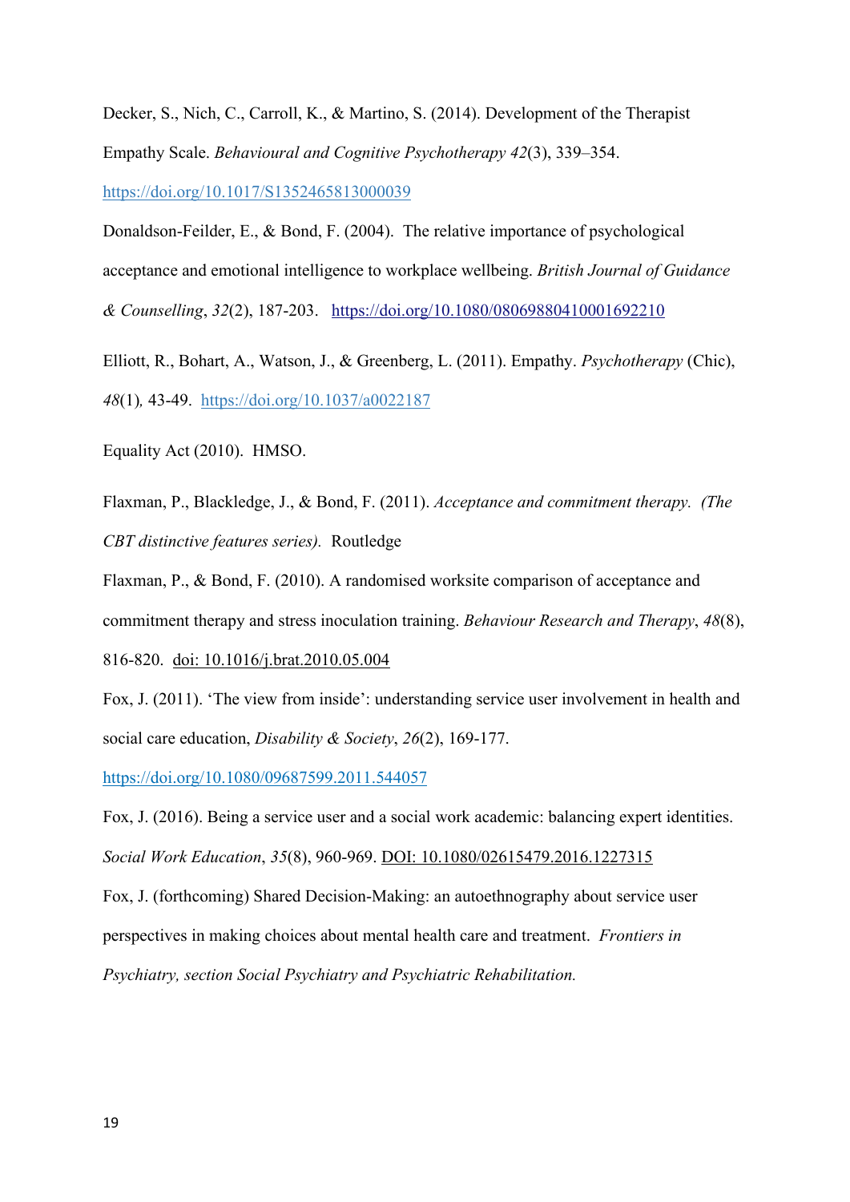Decker, S., Nich, C., Carroll, K., & Martino, S. (2014). Development of the Therapist Empathy Scale. *Behavioural and Cognitive Psychotherapy 42*(3), 339–354. https://doi.org/10.1017/S1352465813000039

Donaldson-Feilder, E., & Bond, F. (2004). The relative importance of psychological acceptance and emotional intelligence to workplace wellbeing. *British Journal of Guidance & Counselling*, *32*(2), 187-203. https://doi.org/10.1080/03069880410001692210

Elliott, R., Bohart, A., Watson, J., & Greenberg, L. (2011). Empathy. *Psychotherapy* (Chic), *48*(1)*,* 43-49. https://doi.org/10.1037/a0022187

Equality Act (2010). HMSO.

Flaxman, P., Blackledge, J., & Bond, F. (2011). *Acceptance and commitment therapy. (The CBT distinctive features series).* Routledge

Flaxman, P., & Bond, F. (2010). A randomised worksite comparison of acceptance and commitment therapy and stress inoculation training. *Behaviour Research and Therapy*, *48*(8), 816-820. doi: 10.1016/j.brat.2010.05.004

Fox, J. (2011). 'The view from inside': understanding service user involvement in health and social care education, *Disability & Society*, *26*(2), 169-177. https://doi.org/10.1080/09687599.2011.544057

Fox, J. (2016). Being a service user and a social work academic: balancing expert identities. *Social Work Education*, *35*(8), 960-969. DOI: 10.1080/02615479.2016.1227315

Fox, J. (forthcoming) Shared Decision-Making: an autoethnography about service user perspectives in making choices about mental health care and treatment. *Frontiers in Psychiatry, section Social Psychiatry and Psychiatric Rehabilitation.*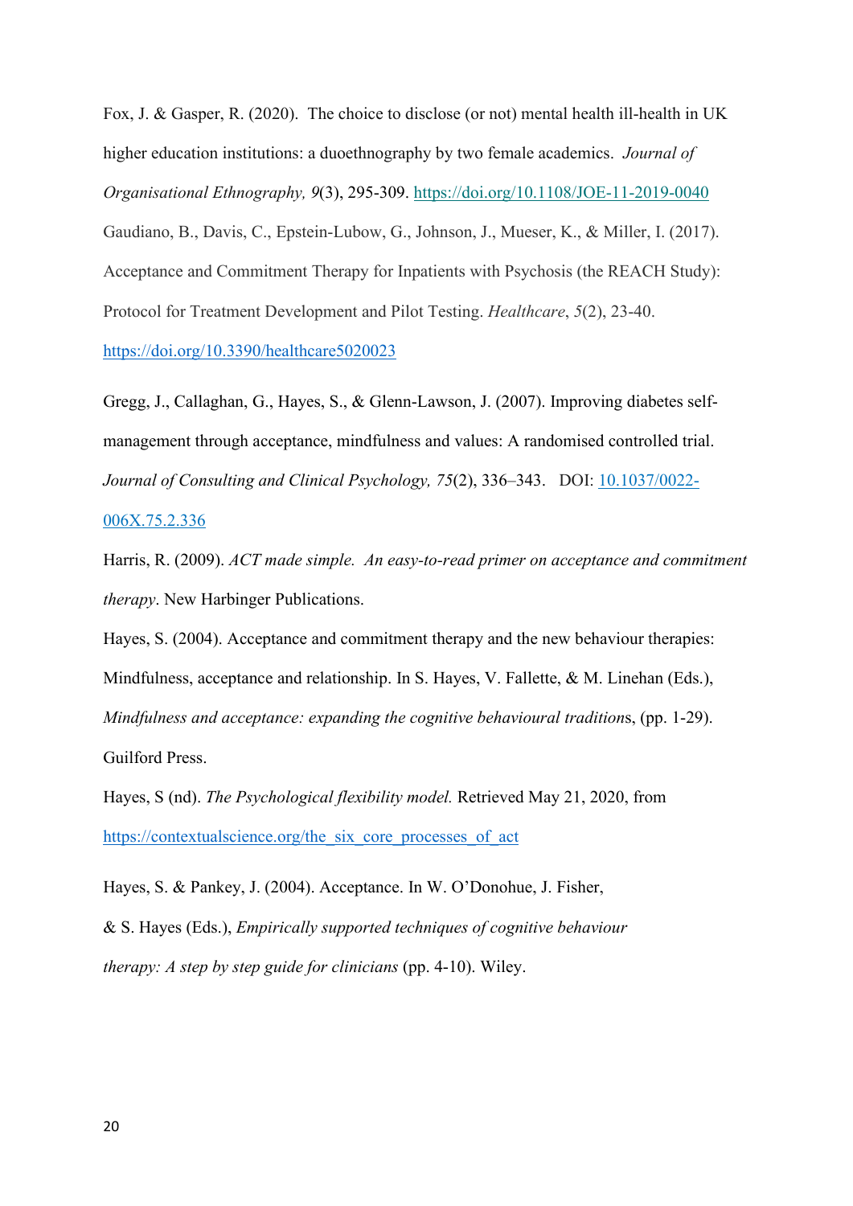Fox, J. & Gasper, R. (2020). The choice to disclose (or not) mental health ill-health in UK higher education institutions: a duoethnography by two female academics. *Journal of Organisational Ethnography, 9*(3), 295-309. https://doi.org/10.1108/JOE-11-2019-0040

Gaudiano, B., Davis, C., Epstein-Lubow, G., Johnson, J., Mueser, K., & Miller, I. (2017). Acceptance and Commitment Therapy for Inpatients with Psychosis (the REACH Study): Protocol for Treatment Development and Pilot Testing. *Healthcare*, *5*(2), 23-40. https://doi.org/10.3390/healthcare5020023

Gregg, J., Callaghan, G., Hayes, S., & Glenn-Lawson, J. (2007). Improving diabetes self-management through acceptance, mindfulness and values: A randomised controlled trial. *Journal of Consulting and Clinical Psychology, 75*(2), 336–343. DOI: 10.1037/0022-006X.75.2.336

Harris, R. (2009). *ACT made simple. An easy-to-read primer on acceptance and commitment therapy*. New Harbinger Publications.

Hayes, S. (2004). Acceptance and commitment therapy and the new behaviour therapies: Mindfulness, acceptance and relationship. In S. Hayes, V. Fallette, & M. Linehan (Eds.), *Mindfulness and acceptance: expanding the cognitive behavioural tradition*s, (pp. 1-29). Guilford Press.

Hayes, S (nd). *The Psychological flexibility model.* Retrieved May 21, 2020, from https://contextualscience.org/the_six_core_processes_of_act

Hayes, S. & Pankey, J. (2004). Acceptance. In W. O'Donohue, J. Fisher, & S. Hayes (Eds.), *Empirically supported techniques of cognitive behaviour therapy: A step by step guide for clinicians* (pp. 4-10). Wiley.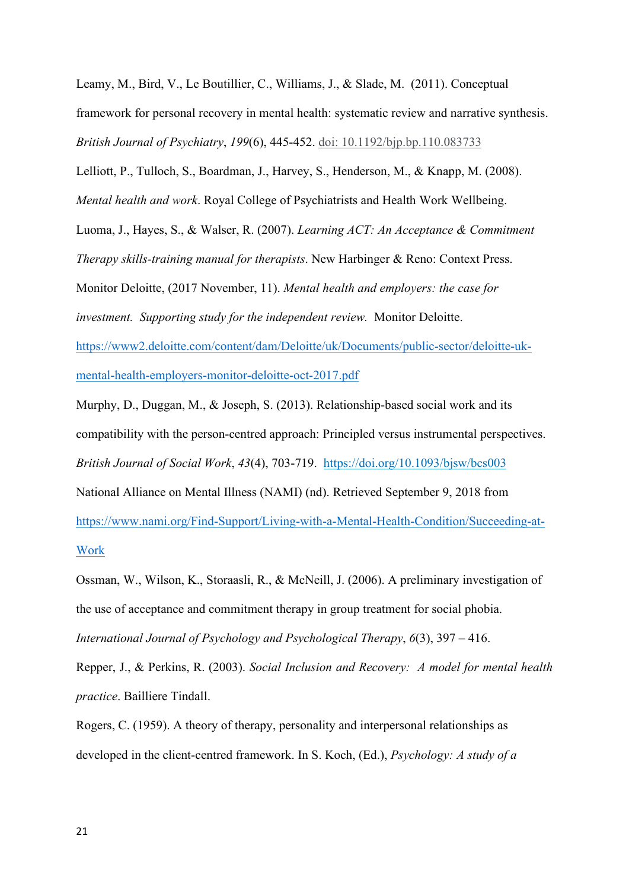Leamy, M., Bird, V., Le Boutillier, C., Williams, J., & Slade, M.  (2011). Conceptual framework for personal recovery in mental health: systematic review and narrative synthesis. *British Journal of Psychiatry*, *199*(6), 445-452. doi: 10.1192/bjp.bp.110.083733

Lelliott, P., Tulloch, S., Boardman, J., Harvey, S., Henderson, M., & Knapp, M. (2008). *Mental health and work*. Royal College of Psychiatrists and Health Work Wellbeing.

Luoma, J., Hayes, S., & Walser, R. (2007). *Learning ACT: An Acceptance & Commitment Therapy skills-training manual for therapists*. New Harbinger & Reno: Context Press.

Monitor Deloitte, (2017 November, 11). *Mental health and employers: the case for investment.  Supporting study for the independent review.*  Monitor Deloitte. https://www2.deloitte.com/content/dam/Deloitte/uk/Documents/public-sector/deloitte-uk-mental-health-employers-monitor-deloitte-oct-2017.pdf

Murphy, D., Duggan, M., & Joseph, S. (2013). Relationship-based social work and its compatibility with the person-centred approach: Principled versus instrumental perspectives. *British Journal of Social Work*, *43*(4), 703-719.  https://doi.org/10.1093/bjsw/bcs003

National Alliance on Mental Illness (NAMI) (nd). Retrieved September 9, 2018 from https://www.nami.org/Find-Support/Living-with-a-Mental-Health-Condition/Succeeding-at-Work

Ossman, W., Wilson, K., Storaasli, R., & McNeill, J. (2006). A preliminary investigation of the use of acceptance and commitment therapy in group treatment for social phobia. *International Journal of Psychology and Psychological Therapy*, *6*(3), 397 – 416.

Repper, J., & Perkins, R. (2003). *Social Inclusion and Recovery:  A model for mental health practice*. Bailliere Tindall.

Rogers, C. (1959). A theory of therapy, personality and interpersonal relationships as developed in the client-centred framework. In S. Koch, (Ed.), *Psychology: A study of a*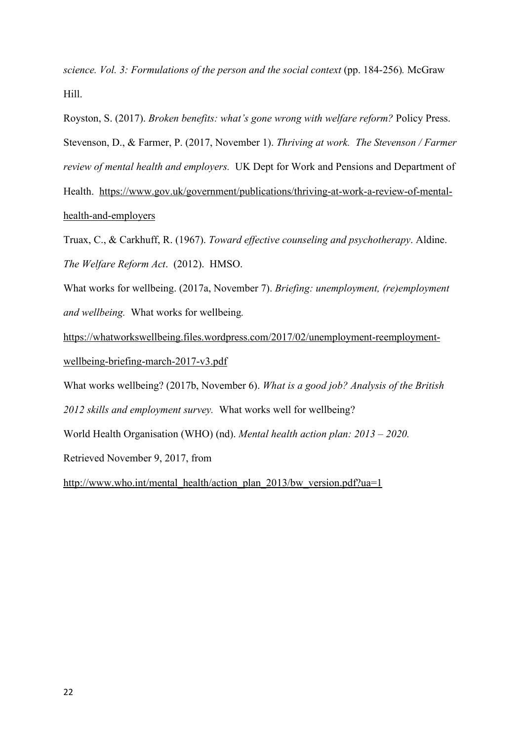*science. Vol. 3: Formulations of the person and the social context* (pp. 184-256)*.* McGraw Hill.

Royston, S. (2017). *Broken benefits: what's gone wrong with welfare reform?* Policy Press.

Stevenson, D., & Farmer, P. (2017, November 1). *Thriving at work. The Stevenson / Farmer review of mental health and employers.* UK Dept for Work and Pensions and Department of Health. https://www.gov.uk/government/publications/thriving-at-work-a-review-of-mental-health-and-employers

Truax, C., & Carkhuff, R. (1967). *Toward effective counseling and psychotherapy*. Aldine.

*The Welfare Reform Act*. (2012). HMSO.

What works for wellbeing. (2017a, November 7). *Briefing: unemployment, (re)employment and wellbeing.* What works for wellbeing*.* https://whatworkswellbeing.files.wordpress.com/2017/02/unemployment-reemployment-wellbeing-briefing-march-2017-v3.pdf

What works wellbeing? (2017b, November 6). *What is a good job? Analysis of the British 2012 skills and employment survey.* What works well for wellbeing?

World Health Organisation (WHO) (nd). *Mental health action plan: 2013 – 2020.* Retrieved November 9, 2017, from http://www.who.int/mental_health/action_plan_2013/bw_version.pdf?ua=1